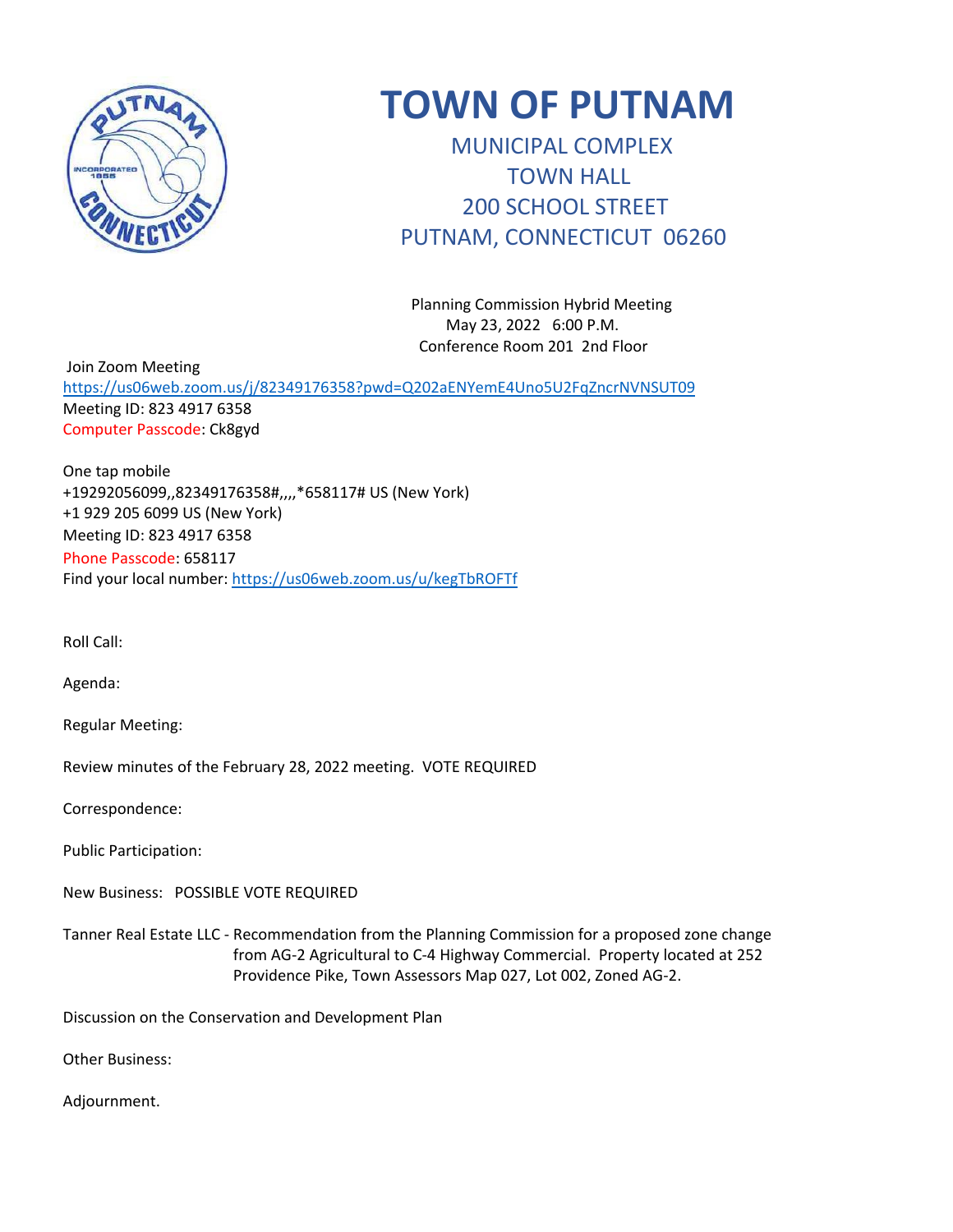# TOWN OF PUTNAM

MUNICIPAL COMPLEX
TOWN HALL
200 SCHOOL STREET
PUTNAM, CONNECTICUT 06260

Planning Commission Hybrid Meeting
May 23, 2022 6:00 P.M.
Conference Room 201 2nd Floor

Join Zoom Meeting
https://us06web.zoom.us/j/82349176358?pwd=Q202aENYemE4Uno5U2FqZncrNVNSUT09
Meeting ID: 823 4917 6358
Computer Passcode: Ck8gyd

One tap mobile
+19292056099,,82349176358#,,,,*658117# US (New York)
+1 929 205 6099 US (New York)
Meeting ID: 823 4917 6358
Phone Passcode: 658117
Find your local number: https://us06web.zoom.us/u/kegTbROFTf

Roll Call:

Agenda:

Regular Meeting:

Review minutes of the February 28, 2022 meeting. VOTE REQUIRED

Correspondence:

Public Participation:

New Business: POSSIBLE VOTE REQUIRED

Tanner Real Estate LLC - Recommendation from the Planning Commission for a proposed zone change from AG-2 Agricultural to C-4 Highway Commercial. Property located at 252 Providence Pike, Town Assessors Map 027, Lot 002, Zoned AG-2.

Discussion on the Conservation and Development Plan

Other Business:

Adjournment.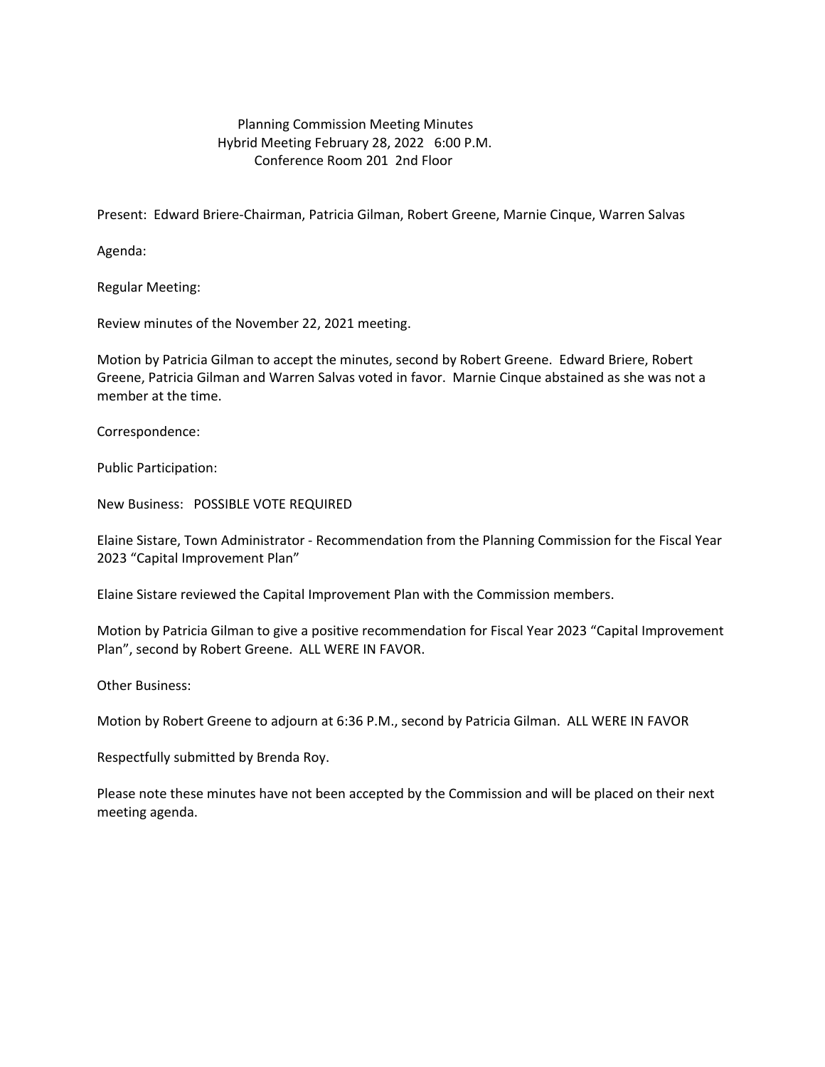# Planning Commission Meeting Minutes
## Hybrid Meeting February 28, 2022 6:00 P.M.
## Conference Room 201 2nd Floor

Present: Edward Briere-Chairman, Patricia Gilman, Robert Greene, Marnie Cinque, Warren Salvas

Agenda:

Regular Meeting:

Review minutes of the November 22, 2021 meeting.

Motion by Patricia Gilman to accept the minutes, second by Robert Greene. Edward Briere, Robert Greene, Patricia Gilman and Warren Salvas voted in favor. Marnie Cinque abstained as she was not a member at the time.

Correspondence:

Public Participation:

New Business: POSSIBLE VOTE REQUIRED

Elaine Sistare, Town Administrator - Recommendation from the Planning Commission for the Fiscal Year 2023 "Capital Improvement Plan"

Elaine Sistare reviewed the Capital Improvement Plan with the Commission members.

Motion by Patricia Gilman to give a positive recommendation for Fiscal Year 2023 "Capital Improvement Plan", second by Robert Greene. ALL WERE IN FAVOR.

Other Business:

Motion by Robert Greene to adjourn at 6:36 P.M., second by Patricia Gilman. ALL WERE IN FAVOR

Respectfully submitted by Brenda Roy.

Please note these minutes have not been accepted by the Commission and will be placed on their next meeting agenda.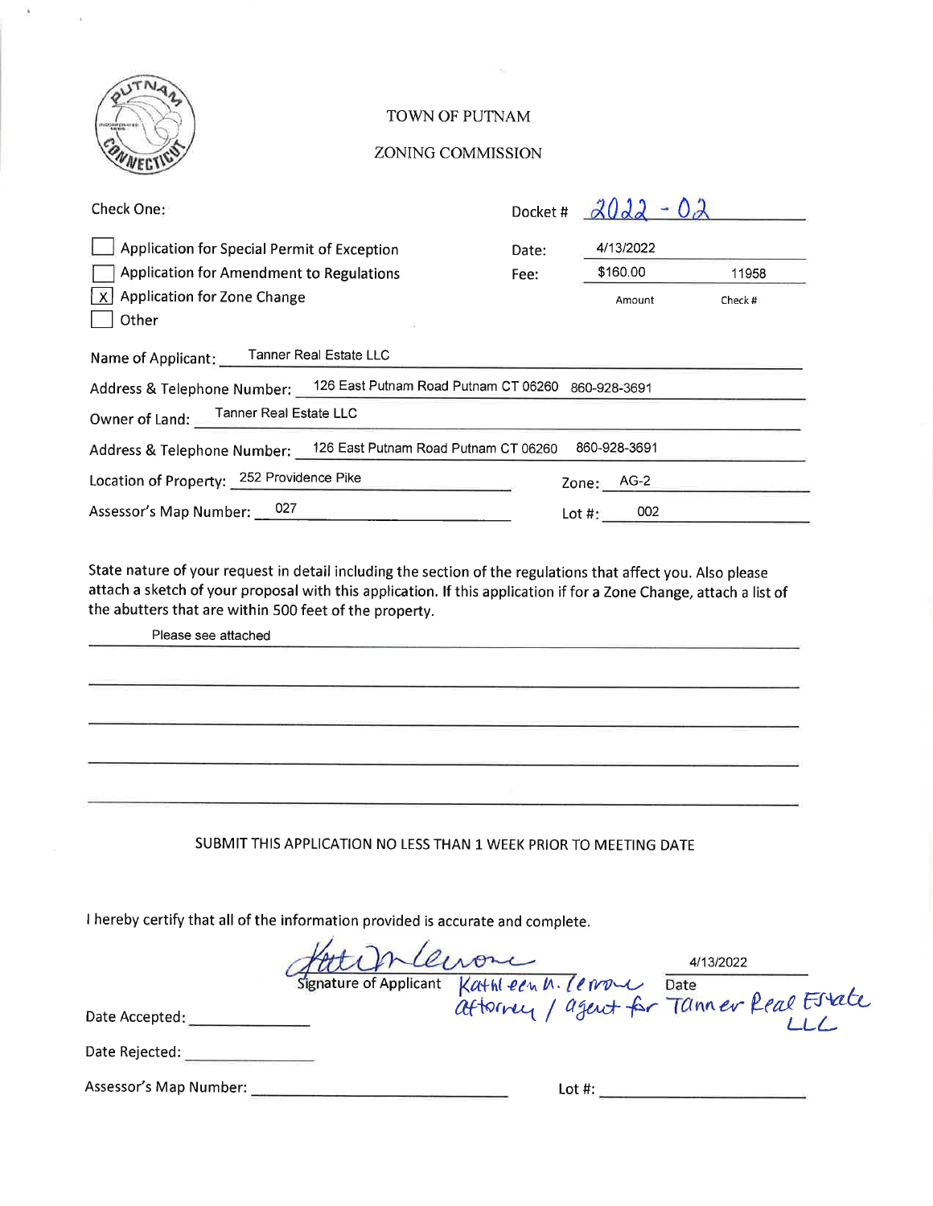# TOWN OF PUTNAM

## ZONING COMMISSION

Check One:

- [ ] Application for Special Permit of Exception
- [ ] Application for Amendment to Regulations
- [x] Application for Zone Change
- [ ] Other

Docket # 2022 - 02

Date: 4/13/2022

Fee: $160.00 (Amount) 11958 (Check #)

Name of Applicant: Tanner Real Estate LLC

Address & Telephone Number: 126 East Putnam Road Putnam CT 06260 860-928-3691

Owner of Land: Tanner Real Estate LLC

Address & Telephone Number: 126 East Putnam Road Putnam CT 06260 860-928-3691

Location of Property: 252 Providence Pike Zone: AG-2

Assessor's Map Number: 027 Lot #: 002

State nature of your request in detail including the section of the regulations that affect you. Also please attach a sketch of your proposal with this application. If this application if for a Zone Change, attach a list of the abutters that are within 500 feet of the property.

Please see attached

SUBMIT THIS APPLICATION NO LESS THAN 1 WEEK PRIOR TO MEETING DATE

I hereby certify that all of the information provided is accurate and complete.

Signature of Applicant: Kathleen M. Lenome, attorney / agent for Tanner Real Estate LLC Date: 4/13/2022

Date Accepted: ______________

Date Rejected: ______________

Assessor's Map Number: ______________ Lot #: ______________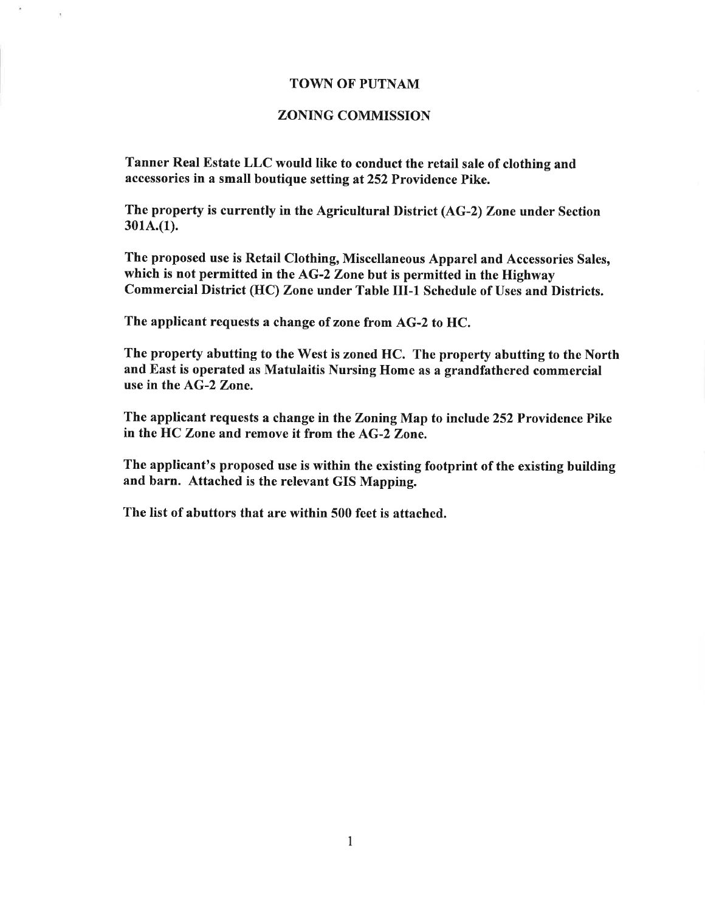# TOWN OF PUTNAM

## ZONING COMMISSION

**Tanner Real Estate LLC would like to conduct the retail sale of clothing and accessories in a small boutique setting at 252 Providence Pike.**

**The property is currently in the Agricultural District (AG-2) Zone under Section 301A.(1).**

**The proposed use is Retail Clothing, Miscellaneous Apparel and Accessories Sales, which is not permitted in the AG-2 Zone but is permitted in the Highway Commercial District (HC) Zone under Table III-1 Schedule of Uses and Districts.**

**The applicant requests a change of zone from AG-2 to HC.**

**The property abutting to the West is zoned HC. The property abutting to the North and East is operated as Matulaitis Nursing Home as a grandfathered commercial use in the AG-2 Zone.**

**The applicant requests a change in the Zoning Map to include 252 Providence Pike in the HC Zone and remove it from the AG-2 Zone.**

**The applicant's proposed use is within the existing footprint of the existing building and barn. Attached is the relevant GIS Mapping.**

**The list of abuttors that are within 500 feet is attached.**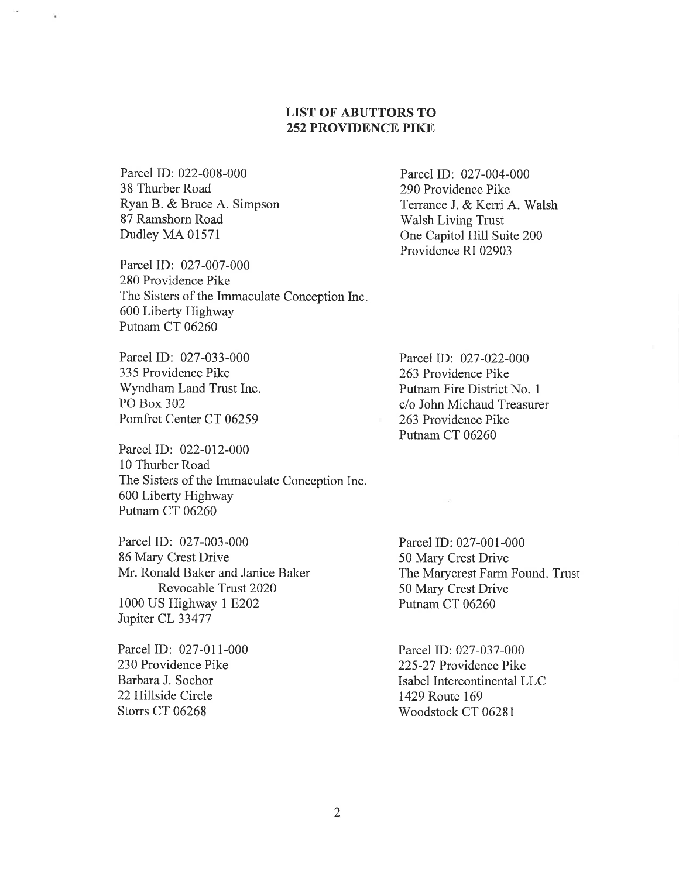**LIST OF ABUTTORS TO**
**252 PROVIDENCE PIKE**

Parcel ID: 022-008-000
38 Thurber Road
Ryan B. & Bruce A. Simpson
87 Ramshorn Road
Dudley MA 01571

Parcel ID: 027-004-000
290 Providence Pike
Terrance J. & Kerri A. Walsh
Walsh Living Trust
One Capitol Hill Suite 200
Providence RI 02903

Parcel ID: 027-007-000
280 Providence Pike
The Sisters of the Immaculate Conception Inc.
600 Liberty Highway
Putnam CT 06260

Parcel ID: 027-033-000
335 Providence Pike
Wyndham Land Trust Inc.
PO Box 302
Pomfret Center CT 06259

Parcel ID: 027-022-000
263 Providence Pike
Putnam Fire District No. 1
c/o John Michaud Treasurer
263 Providence Pike
Putnam CT 06260

Parcel ID: 022-012-000
10 Thurber Road
The Sisters of the Immaculate Conception Inc.
600 Liberty Highway
Putnam CT 06260

Parcel ID: 027-003-000
86 Mary Crest Drive
Mr. Ronald Baker and Janice Baker
Revocable Trust 2020
1000 US Highway 1 E202
Jupiter CL 33477

Parcel ID: 027-001-000
50 Mary Crest Drive
The Marycrest Farm Found. Trust
50 Mary Crest Drive
Putnam CT 06260

Parcel ID: 027-011-000
230 Providence Pike
Barbara J. Sochor
22 Hillside Circle
Storrs CT 06268

Parcel ID: 027-037-000
225-27 Providence Pike
Isabel Intercontinental LLC
1429 Route 169
Woodstock CT 06281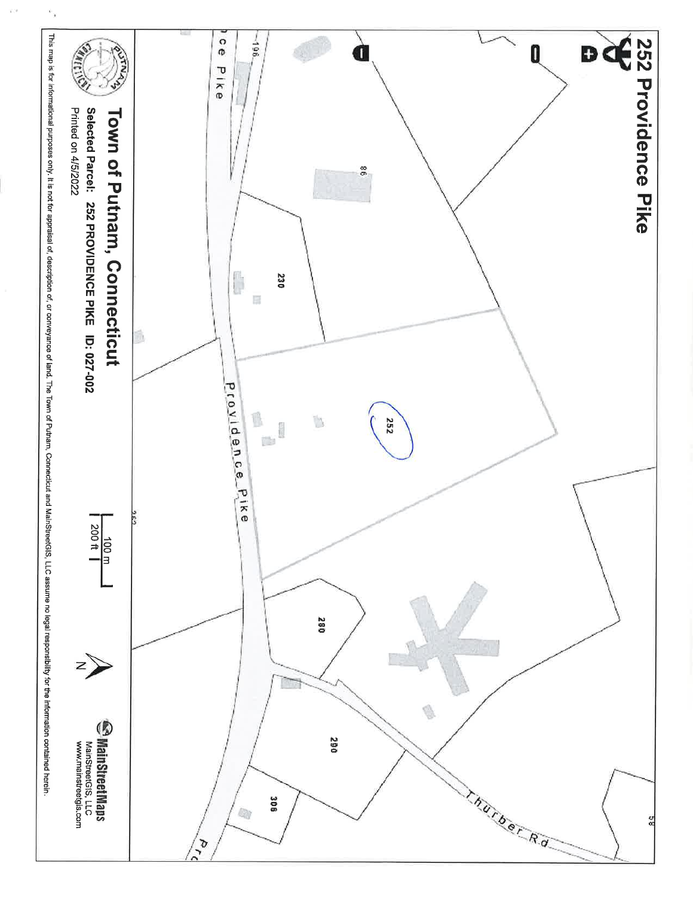# 252 Providence Pike

196

ce Pike

86

230

Providence Pike

252

262

280

290

306

Thurber Rd

58

Pro

## Town of Putnam, Connecticut

**Selected Parcel: 252 PROVIDENCE PIKE ID: 027-002**

Printed on 4/5/2022

100 m
200 ft

N

**MainStreetMaps**
MainStreetGIS, LLC
www.mainstreetgis.com

This map is for informational purposes only. It is not for appraisal of, description of, or conveyance of land. The Town of Putnam, Connecticut and MainStreetGIS, LLC assume no legal responsibility for the information contained herein.